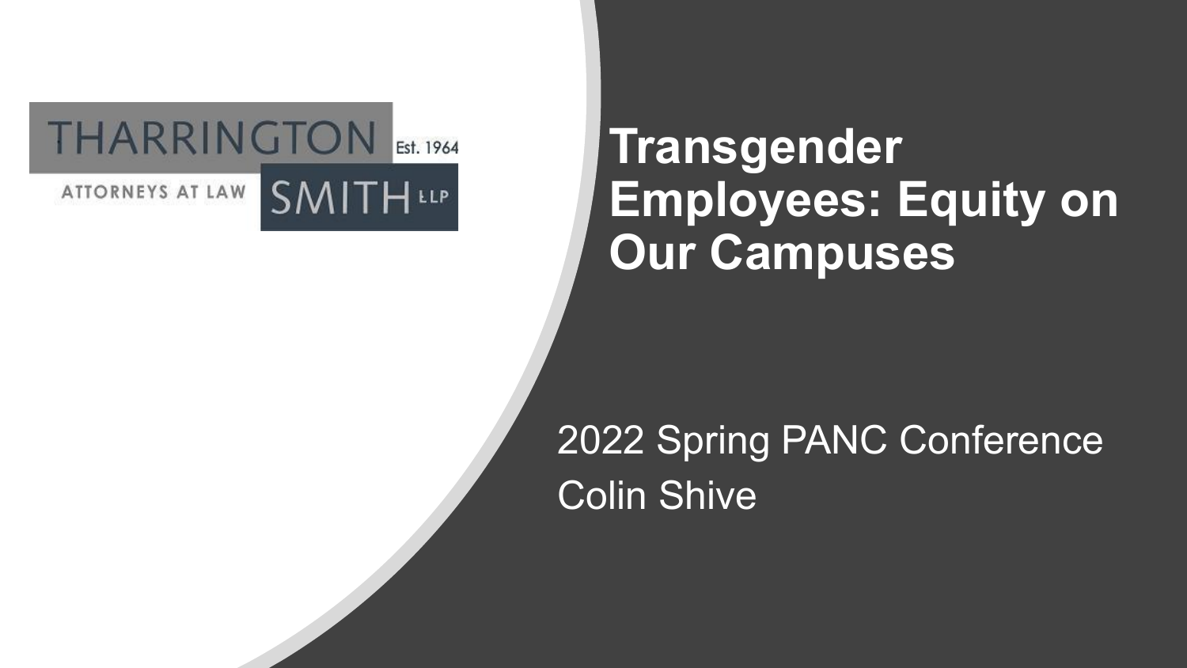THARRINGTON Est. 1964

ATTORNEYS AT LAW SMITH LLP

# Transgender Employees: Equity on Our Campuses

2022 Spring PANC Conference

Colin Shive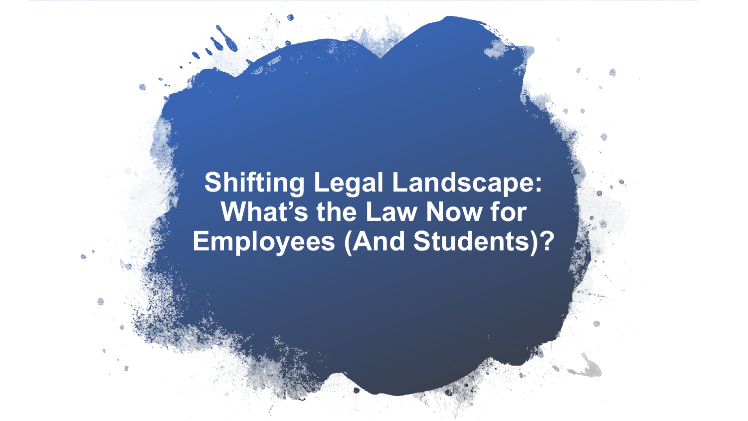# Shifting Legal Landscape: What's the Law Now for Employees (And Students)?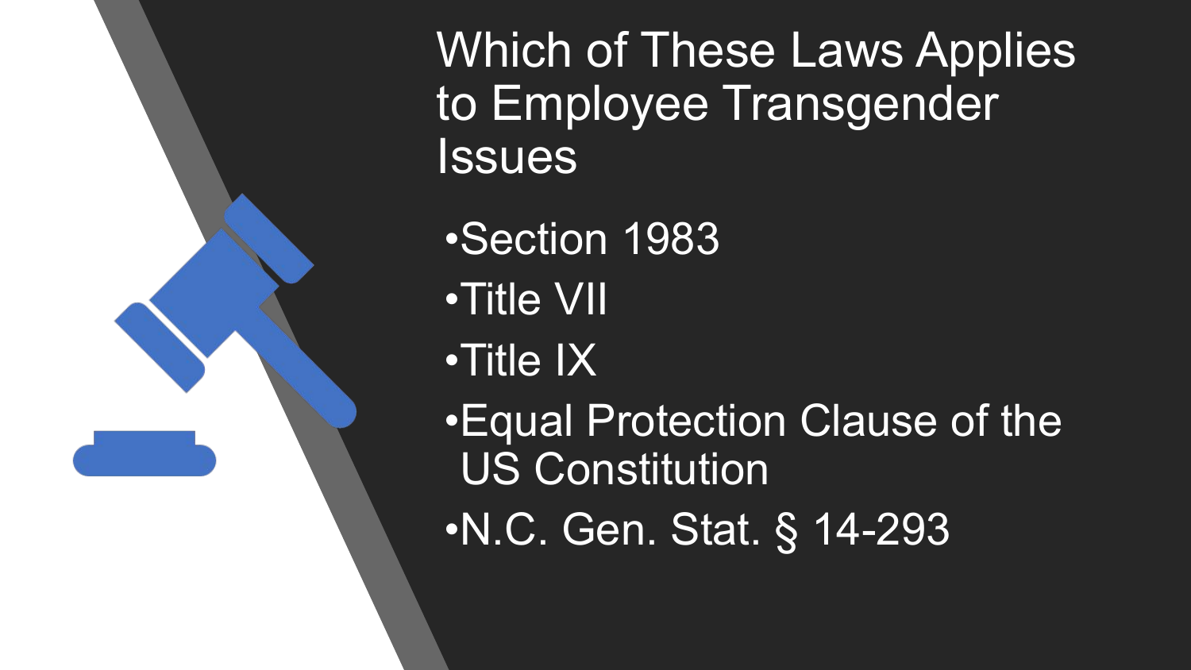# Which of These Laws Applies to Employee Transgender Issues

- Section 1983
- Title VII
- Title IX
- Equal Protection Clause of the US Constitution
- N.C. Gen. Stat. § 14-293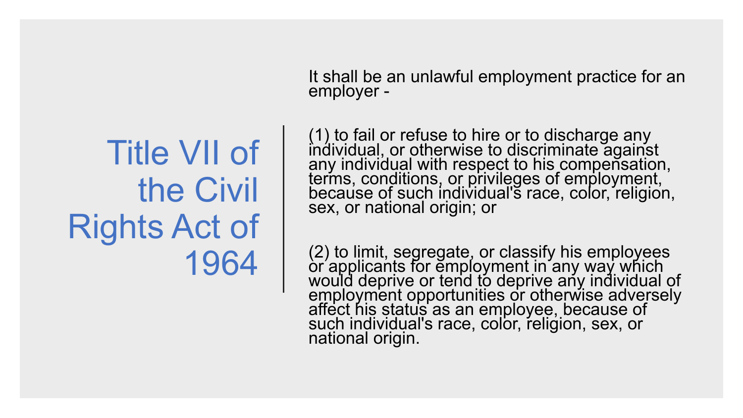# Title VII of the Civil Rights Act of 1964

It shall be an unlawful employment practice for an employer -

(1) to fail or refuse to hire or to discharge any individual, or otherwise to discriminate against any individual with respect to his compensation, terms, conditions, or privileges of employment, because of such individual's race, color, religion, sex, or national origin; or

(2) to limit, segregate, or classify his employees or applicants for employment in any way which would deprive or tend to deprive any individual of employment opportunities or otherwise adversely affect his status as an employee, because of such individual's race, color, religion, sex, or national origin.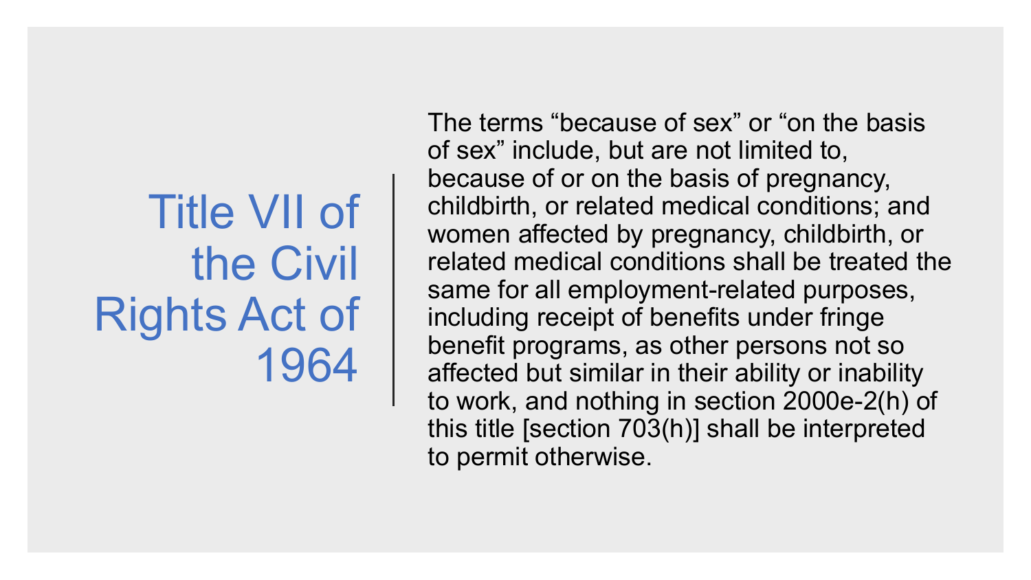# Title VII of the Civil Rights Act of 1964

The terms “because of sex” or “on the basis of sex” include, but are not limited to, because of or on the basis of pregnancy, childbirth, or related medical conditions; and women affected by pregnancy, childbirth, or related medical conditions shall be treated the same for all employment-related purposes, including receipt of benefits under fringe benefit programs, as other persons not so affected but similar in their ability or inability to work, and nothing in section 2000e-2(h) of this title [section 703(h)] shall be interpreted to permit otherwise.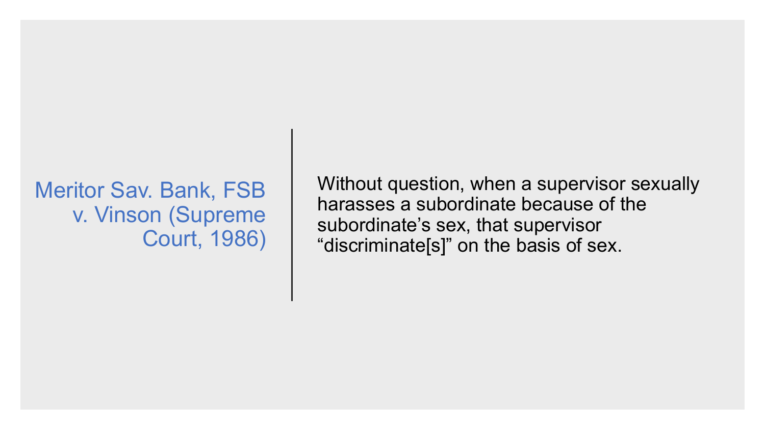Meritor Sav. Bank, FSB v. Vinson (Supreme Court, 1986)

Without question, when a supervisor sexually harasses a subordinate because of the subordinate's sex, that supervisor "discriminate[s]" on the basis of sex.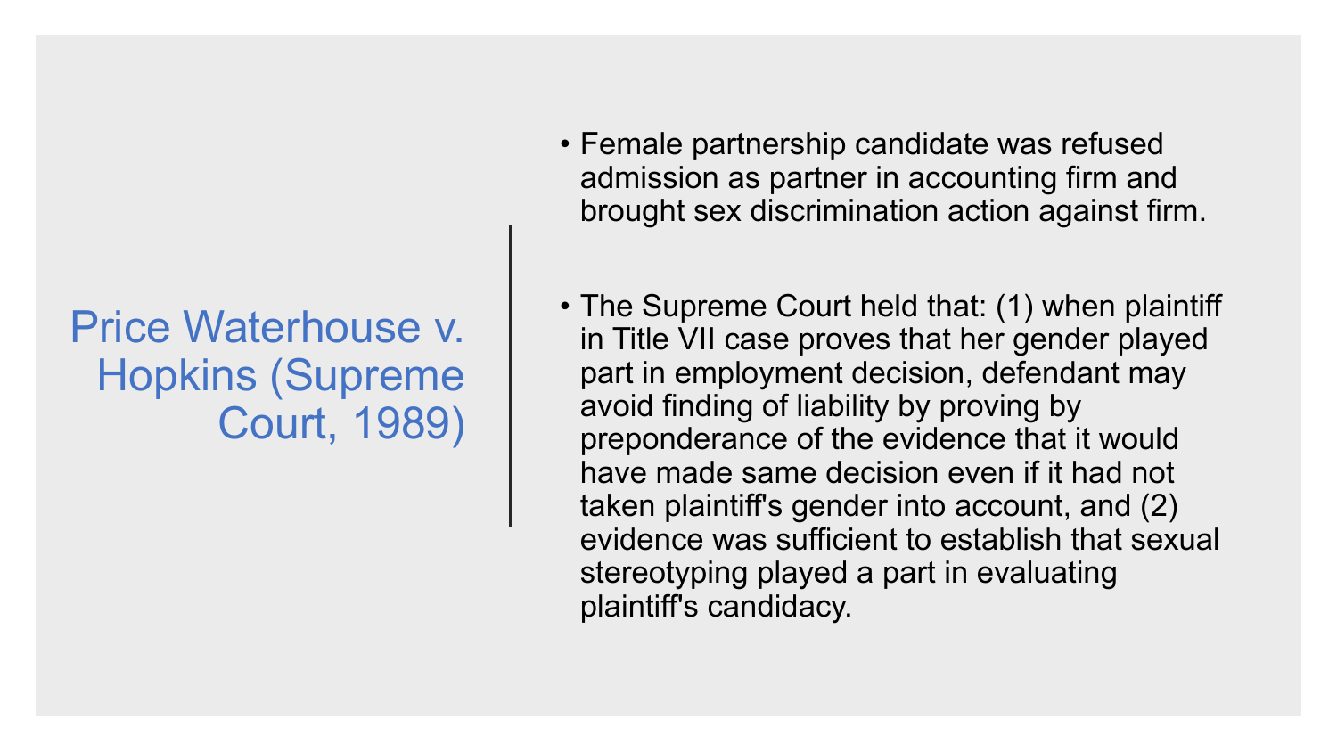## Price Waterhouse v. Hopkins (Supreme Court, 1989)

- Female partnership candidate was refused admission as partner in accounting firm and brought sex discrimination action against firm.
- The Supreme Court held that: (1) when plaintiff in Title VII case proves that her gender played part in employment decision, defendant may avoid finding of liability by proving by preponderance of the evidence that it would have made same decision even if it had not taken plaintiff's gender into account, and (2) evidence was sufficient to establish that sexual stereotyping played a part in evaluating plaintiff's candidacy.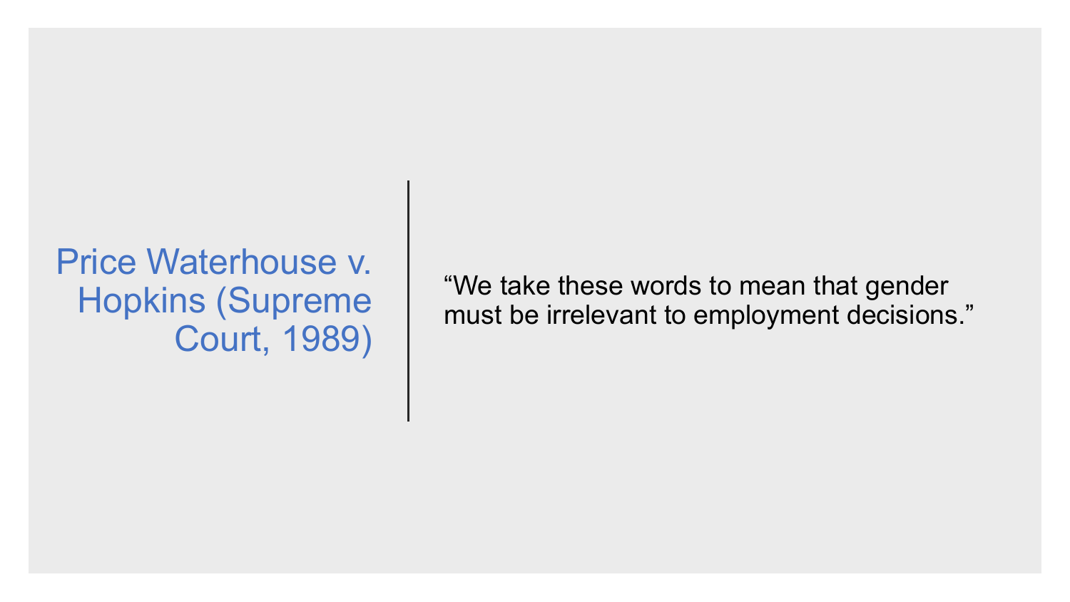## Price Waterhouse v. Hopkins (Supreme Court, 1989)

"We take these words to mean that gender must be irrelevant to employment decisions."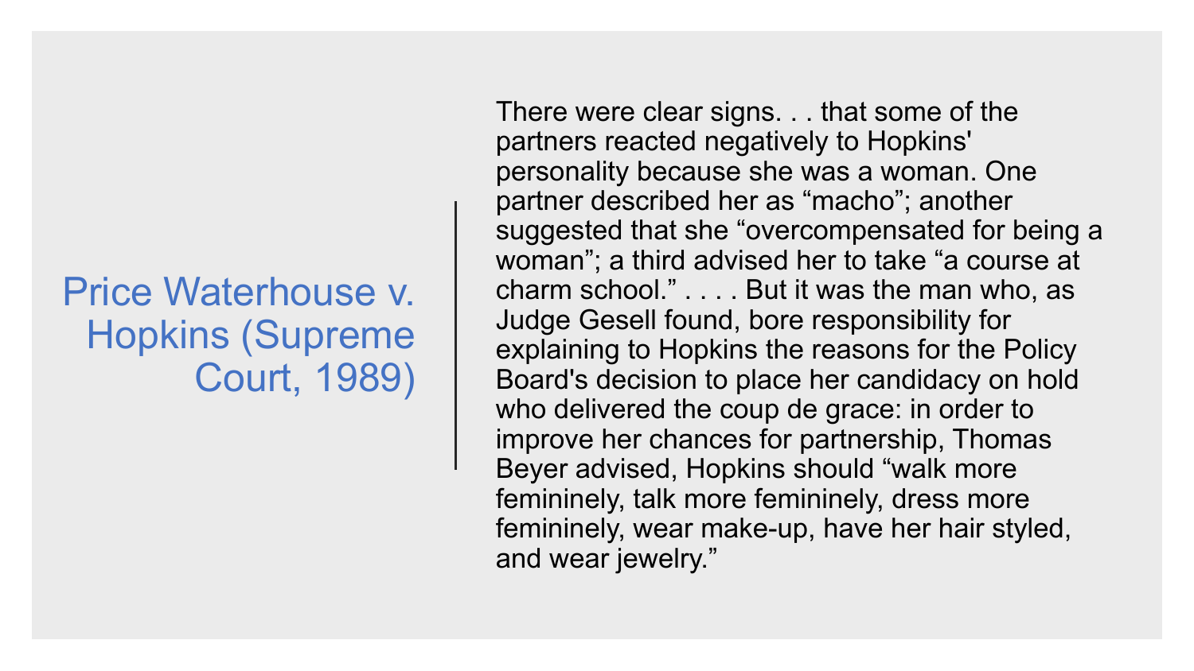## Price Waterhouse v. Hopkins (Supreme Court, 1989)

There were clear signs. . . that some of the partners reacted negatively to Hopkins' personality because she was a woman. One partner described her as “macho”; another suggested that she “overcompensated for being a woman”; a third advised her to take “a course at charm school.” . . . . But it was the man who, as Judge Gesell found, bore responsibility for explaining to Hopkins the reasons for the Policy Board's decision to place her candidacy on hold who delivered the coup de grace: in order to improve her chances for partnership, Thomas Beyer advised, Hopkins should “walk more femininely, talk more femininely, dress more femininely, wear make-up, have her hair styled, and wear jewelry.”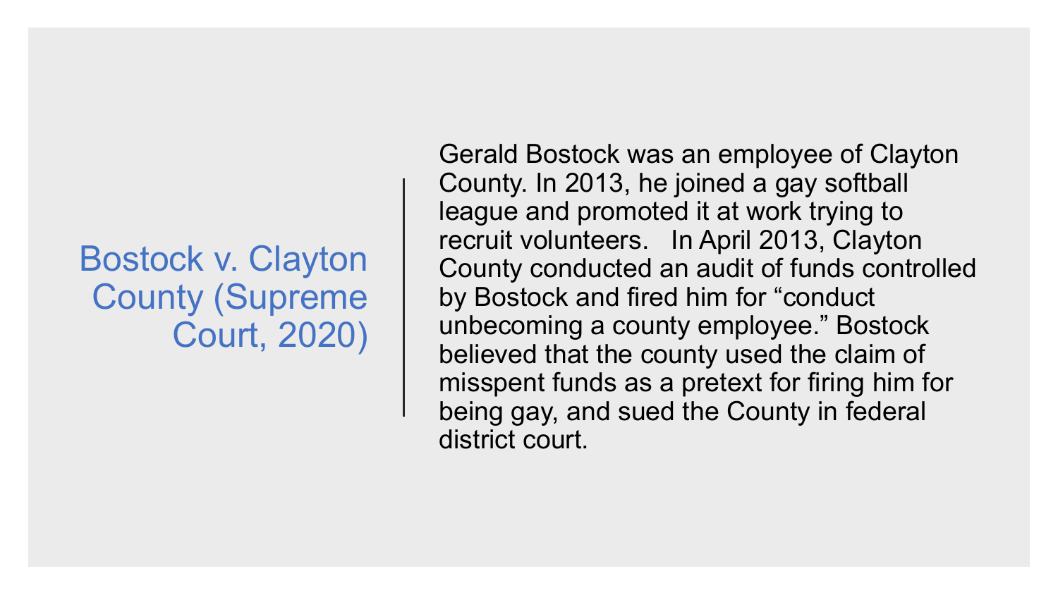## Bostock v. Clayton County (Supreme Court, 2020)

Gerald Bostock was an employee of Clayton County. In 2013, he joined a gay softball league and promoted it at work trying to recruit volunteers. In April 2013, Clayton County conducted an audit of funds controlled by Bostock and fired him for "conduct unbecoming a county employee." Bostock believed that the county used the claim of misspent funds as a pretext for firing him for being gay, and sued the County in federal district court.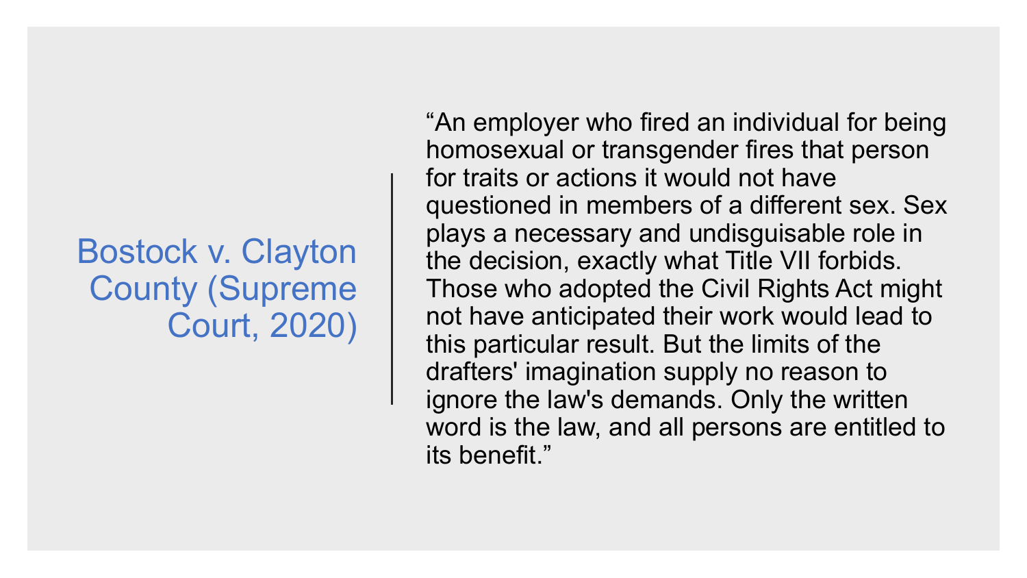## Bostock v. Clayton County (Supreme Court, 2020)

"An employer who fired an individual for being homosexual or transgender fires that person for traits or actions it would not have questioned in members of a different sex. Sex plays a necessary and undisguisable role in the decision, exactly what Title VII forbids. Those who adopted the Civil Rights Act might not have anticipated their work would lead to this particular result. But the limits of the drafters' imagination supply no reason to ignore the law's demands. Only the written word is the law, and all persons are entitled to its benefit."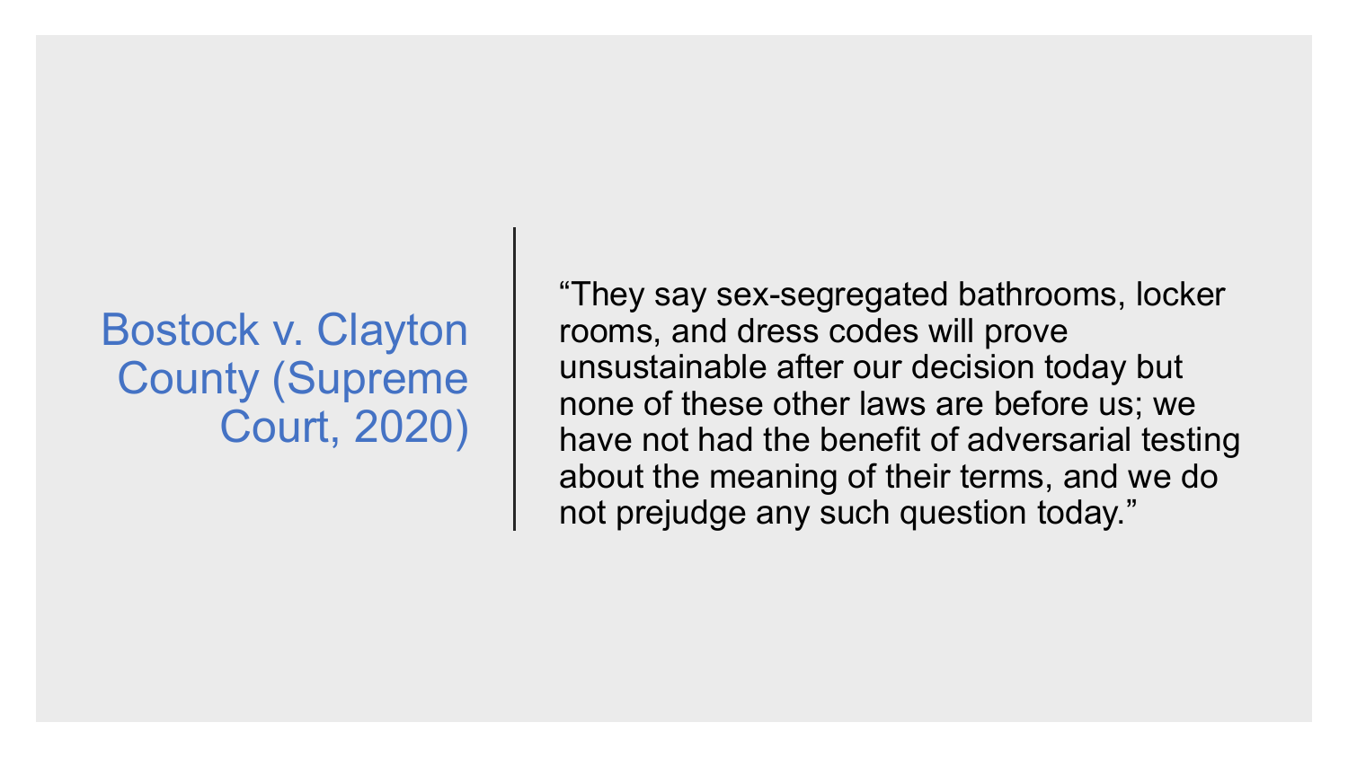## Bostock v. Clayton County (Supreme Court, 2020)

"They say sex-segregated bathrooms, locker rooms, and dress codes will prove unsustainable after our decision today but none of these other laws are before us; we have not had the benefit of adversarial testing about the meaning of their terms, and we do not prejudge any such question today."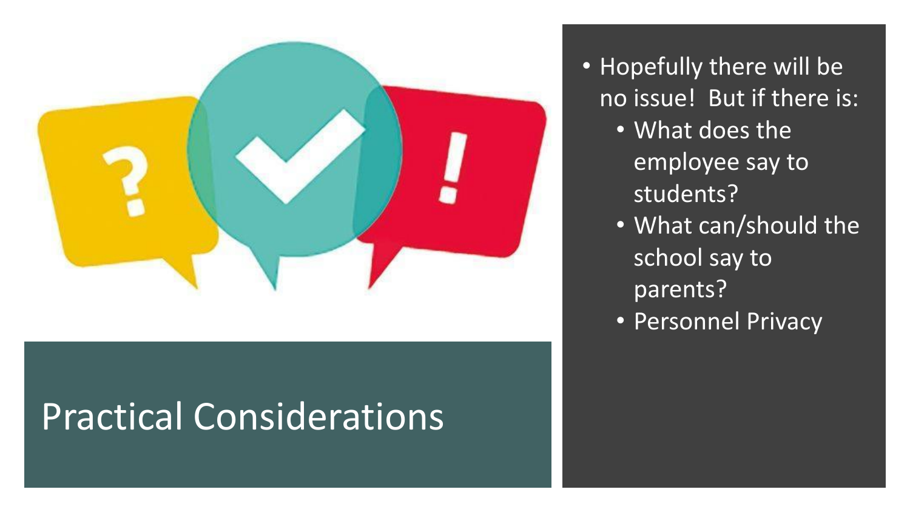# Practical Considerations

- Hopefully there will be no issue! But if there is:
  - What does the employee say to students?
  - What can/should the school say to parents?
  - Personnel Privacy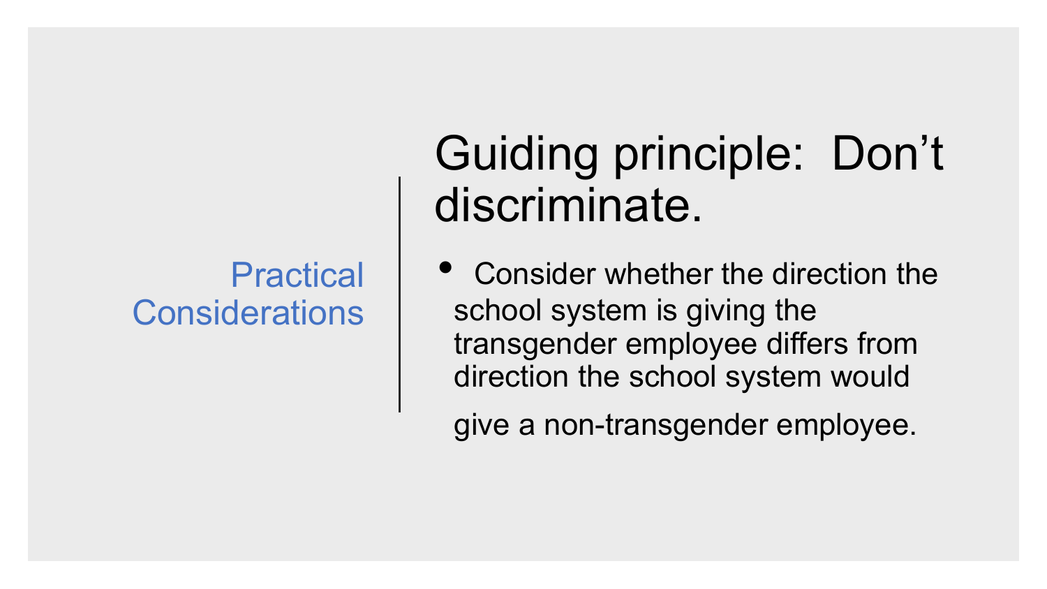## Practical Considerations

# Guiding principle: Don’t discriminate.

- Consider whether the direction the school system is giving the transgender employee differs from direction the school system would give a non-transgender employee.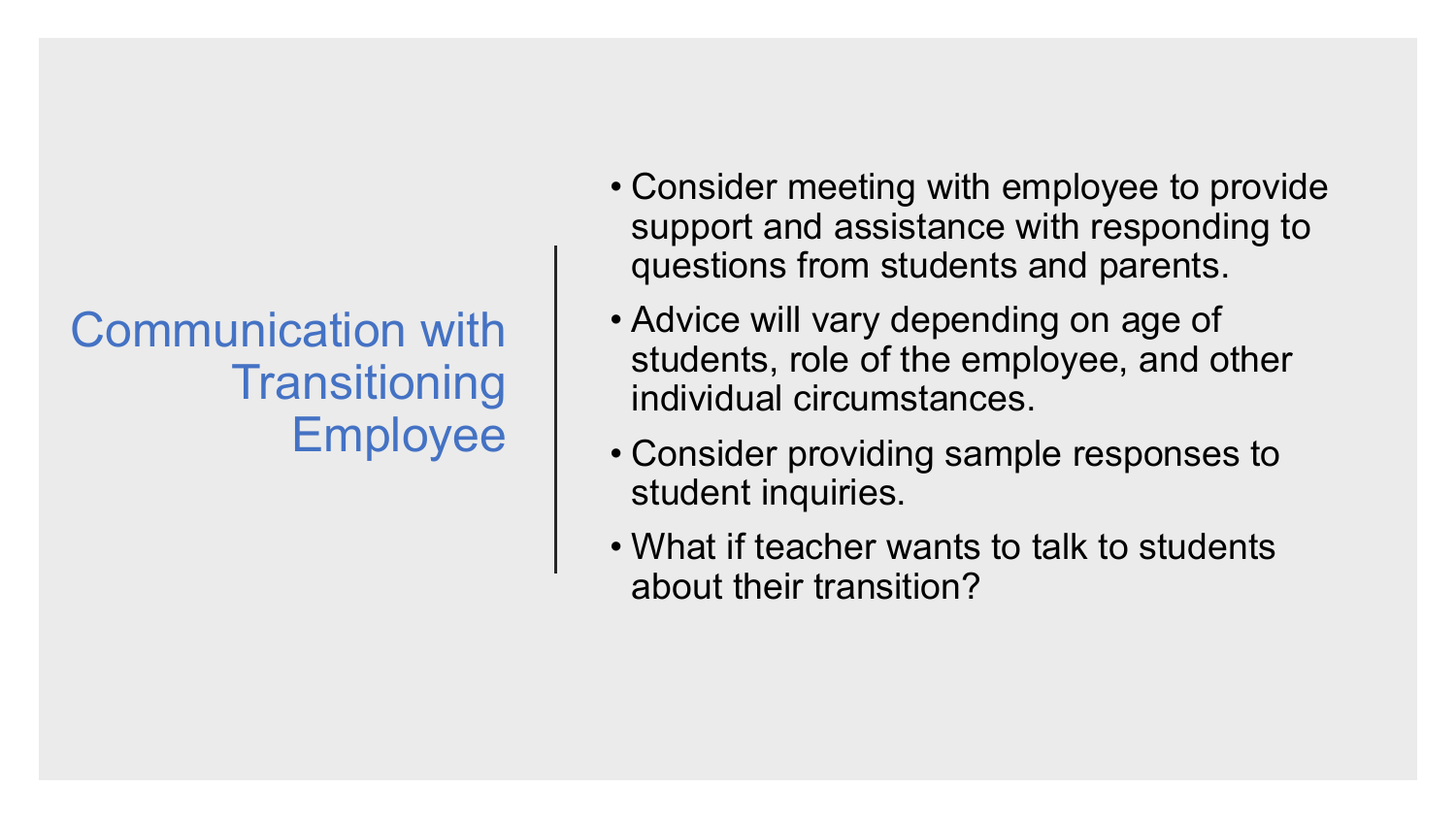# Communication with Transitioning Employee

- Consider meeting with employee to provide support and assistance with responding to questions from students and parents.
- Advice will vary depending on age of students, role of the employee, and other individual circumstances.
- Consider providing sample responses to student inquiries.
- What if teacher wants to talk to students about their transition?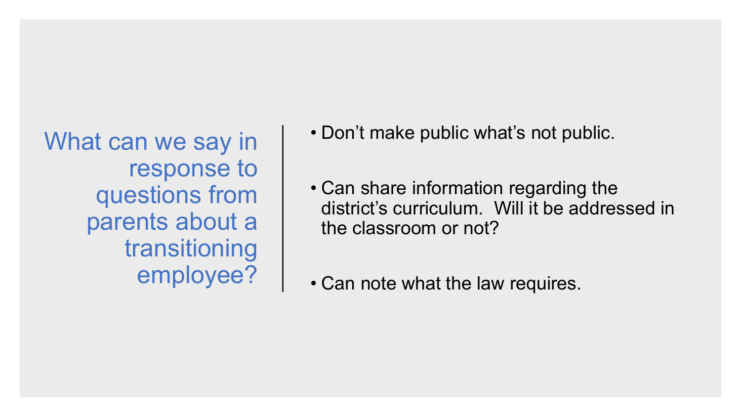## What can we say in response to questions from parents about a transitioning employee?

- Don't make public what's not public.
- Can share information regarding the district's curriculum. Will it be addressed in the classroom or not?
- Can note what the law requires.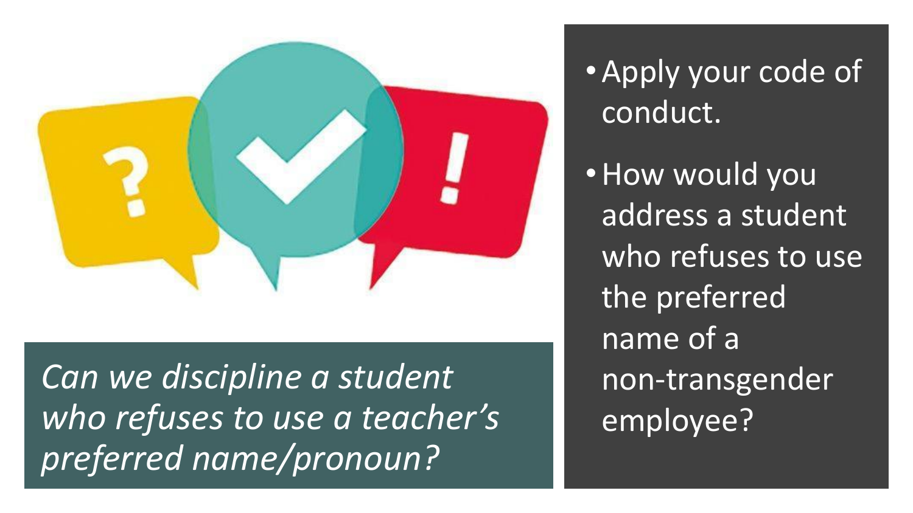*Can we discipline a student who refuses to use a teacher's preferred name/pronoun?*

- Apply your code of conduct.
- How would you address a student who refuses to use the preferred name of a non-transgender employee?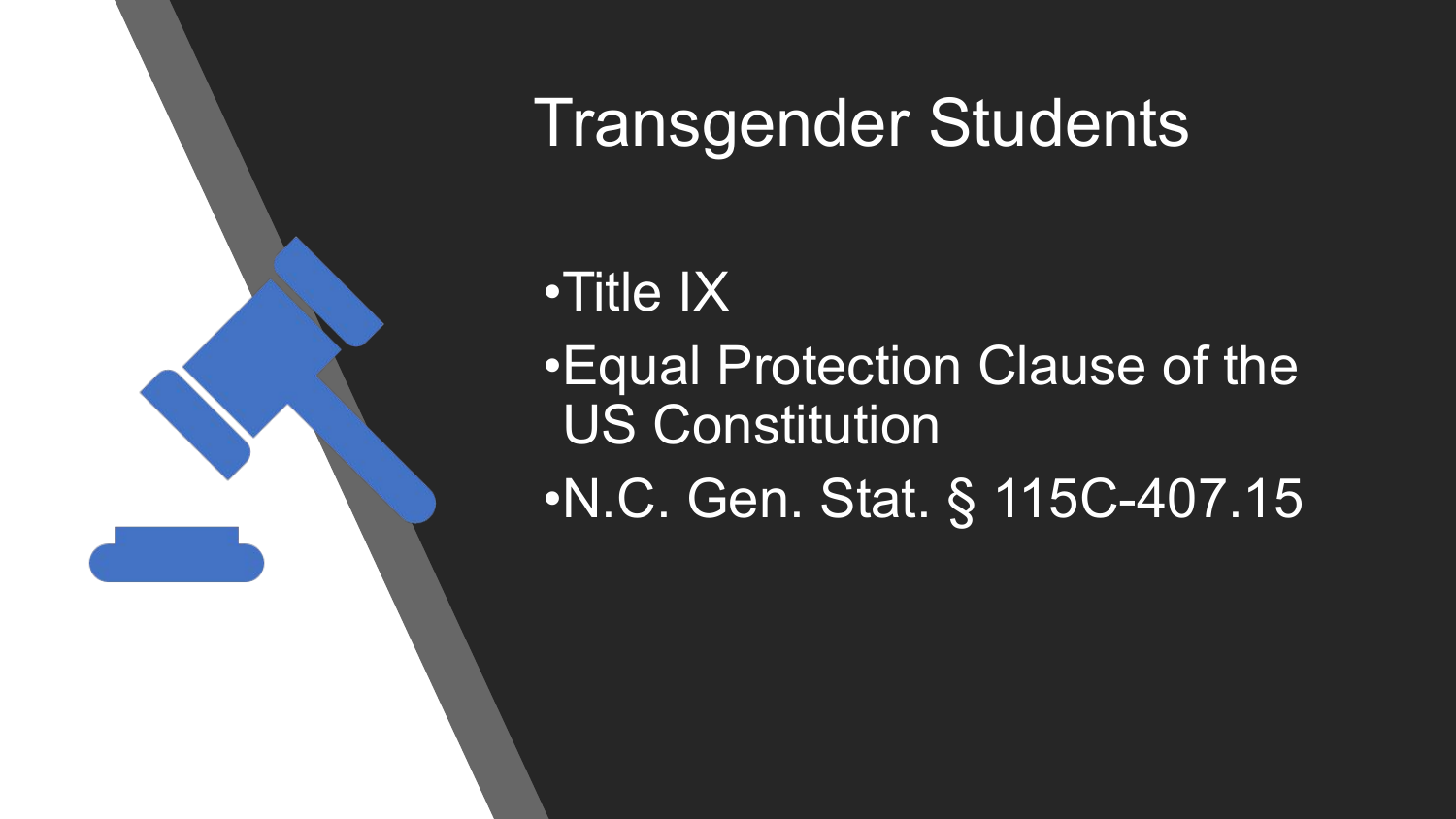# Transgender Students

- Title IX
- Equal Protection Clause of the US Constitution
- N.C. Gen. Stat. § 115C-407.15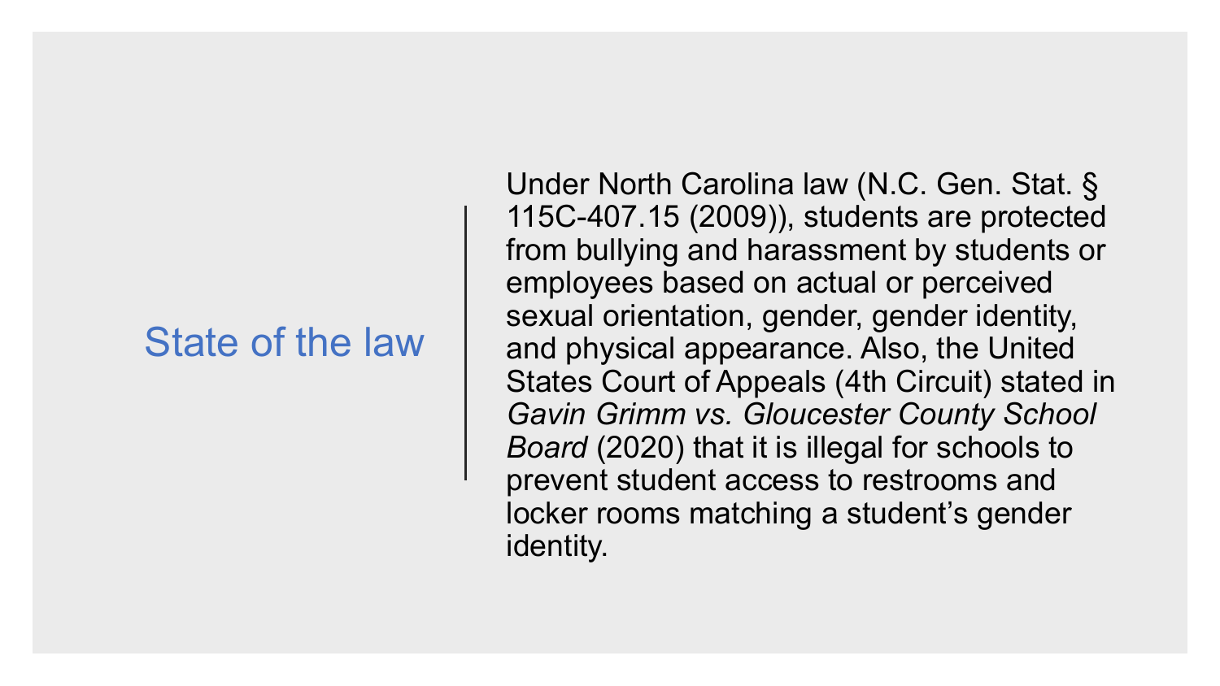## State of the law

Under North Carolina law (N.C. Gen. Stat. § 115C-407.15 (2009)), students are protected from bullying and harassment by students or employees based on actual or perceived sexual orientation, gender, gender identity, and physical appearance. Also, the United States Court of Appeals (4th Circuit) stated in *Gavin Grimm vs. Gloucester County School Board* (2020) that it is illegal for schools to prevent student access to restrooms and locker rooms matching a student's gender identity.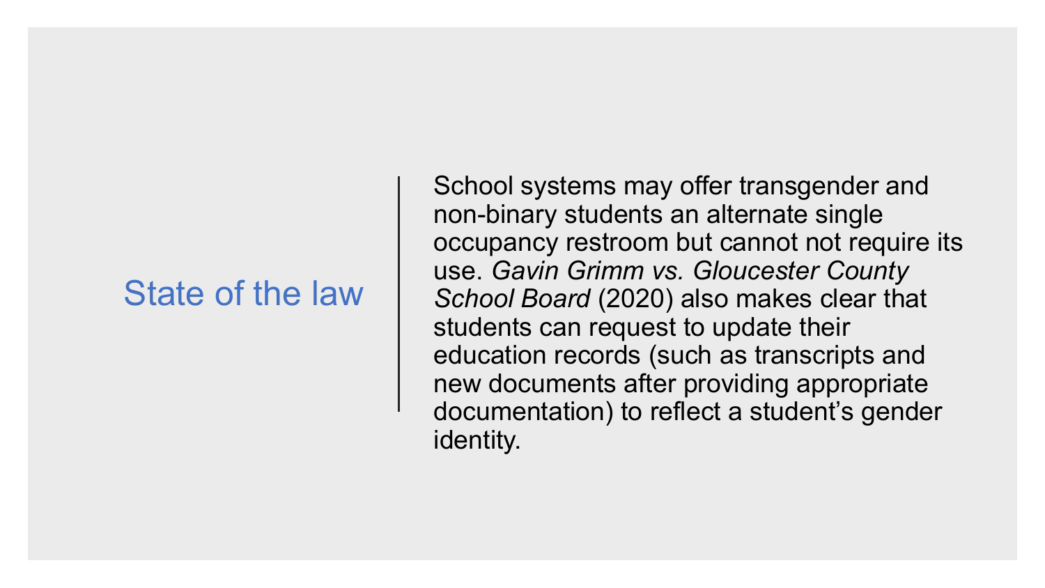## State of the law

School systems may offer transgender and non-binary students an alternate single occupancy restroom but cannot not require its use. *Gavin Grimm vs. Gloucester County School Board* (2020) also makes clear that students can request to update their education records (such as transcripts and new documents after providing appropriate documentation) to reflect a student's gender identity.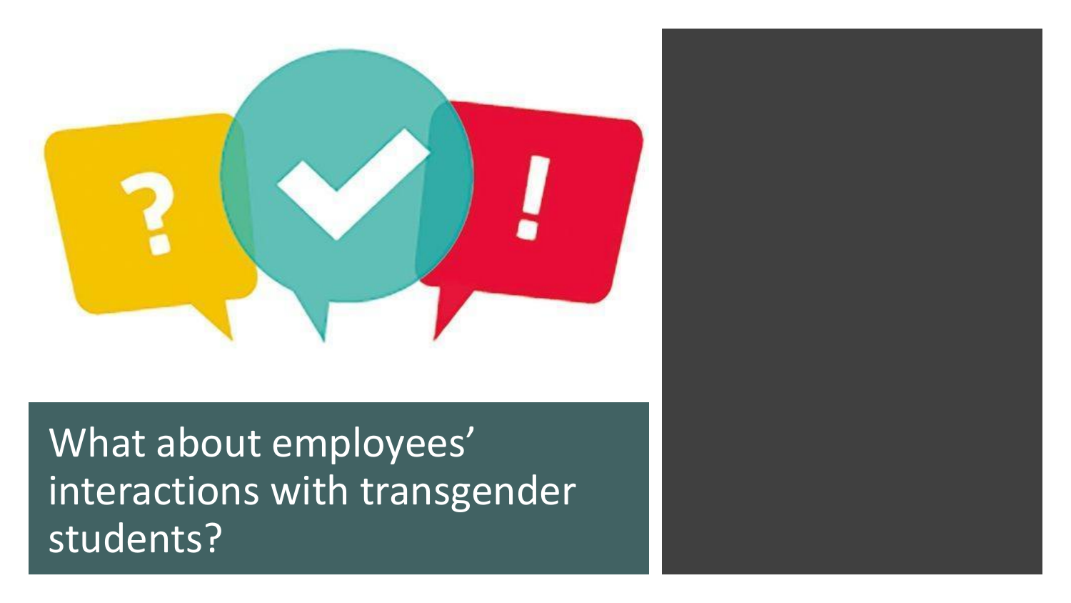# What about employees' interactions with transgender students?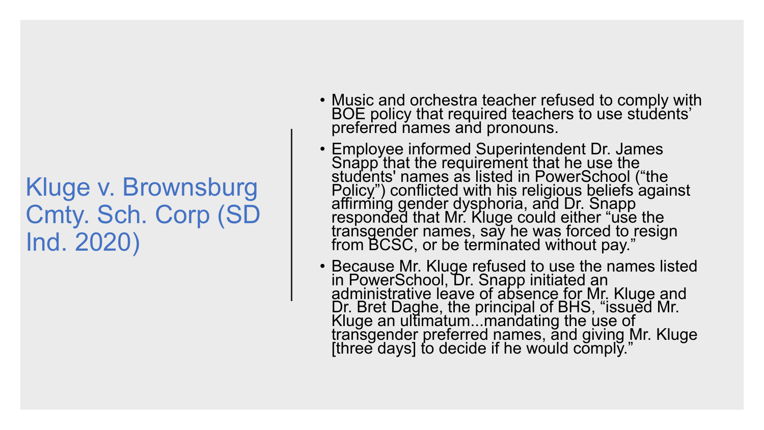# Kluge v. Brownsburg Cmty. Sch. Corp (SD Ind. 2020)

- Music and orchestra teacher refused to comply with BOE policy that required teachers to use students' preferred names and pronouns.
- Employee informed Superintendent Dr. James Snapp that the requirement that he use the students' names as listed in PowerSchool ("the Policy") conflicted with his religious beliefs against affirming gender dysphoria, and Dr. Snapp responded that Mr. Kluge could either "use the transgender names, say he was forced to resign from BCSC, or be terminated without pay."
- Because Mr. Kluge refused to use the names listed in PowerSchool, Dr. Snapp initiated an administrative leave of absence for Mr. Kluge and Dr. Bret Daghe, the principal of BHS, "issued Mr. Kluge an ultimatum...mandating the use of transgender preferred names, and giving Mr. Kluge [three days] to decide if he would comply."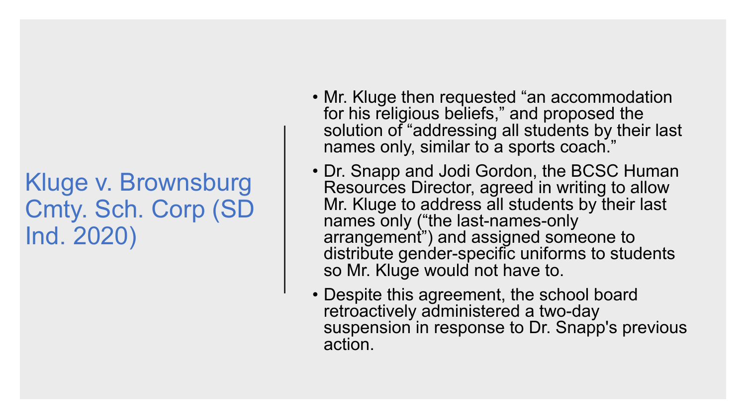# Kluge v. Brownsburg Cmty. Sch. Corp (SD Ind. 2020)

- Mr. Kluge then requested “an accommodation for his religious beliefs,” and proposed the solution of “addressing all students by their last names only, similar to a sports coach.”
- Dr. Snapp and Jodi Gordon, the BCSC Human Resources Director, agreed in writing to allow Mr. Kluge to address all students by their last names only (“the last-names-only arrangement”) and assigned someone to distribute gender-specific uniforms to students so Mr. Kluge would not have to.
- Despite this agreement, the school board retroactively administered a two-day suspension in response to Dr. Snapp's previous action.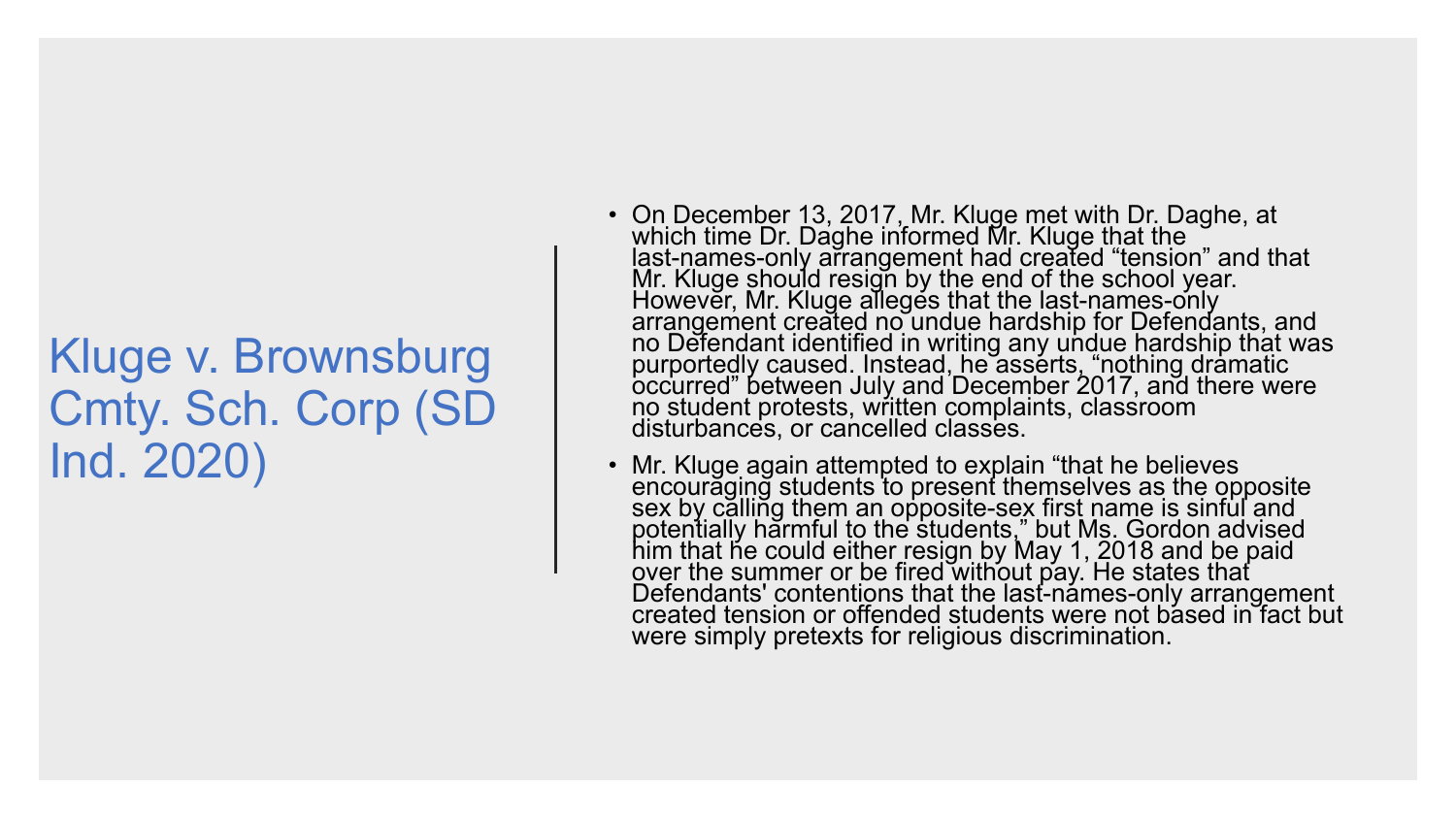# Kluge v. Brownsburg Cmty. Sch. Corp (SD Ind. 2020)

- On December 13, 2017, Mr. Kluge met with Dr. Daghe, at which time Dr. Daghe informed Mr. Kluge that the last-names-only arrangement had created "tension" and that Mr. Kluge should resign by the end of the school year. However, Mr. Kluge alleges that the last-names-only arrangement created no undue hardship for Defendants, and no Defendant identified in writing any undue hardship that was purportedly caused. Instead, he asserts, "nothing dramatic occurred" between July and December 2017, and there were no student protests, written complaints, classroom disturbances, or cancelled classes.
- Mr. Kluge again attempted to explain "that he believes encouraging students to present themselves as the opposite sex by calling them an opposite-sex first name is sinful and potentially harmful to the students," but Ms. Gordon advised him that he could either resign by May 1, 2018 and be paid over the summer or be fired without pay. He states that Defendants' contentions that the last-names-only arrangement created tension or offended students were not based in fact but were simply pretexts for religious discrimination.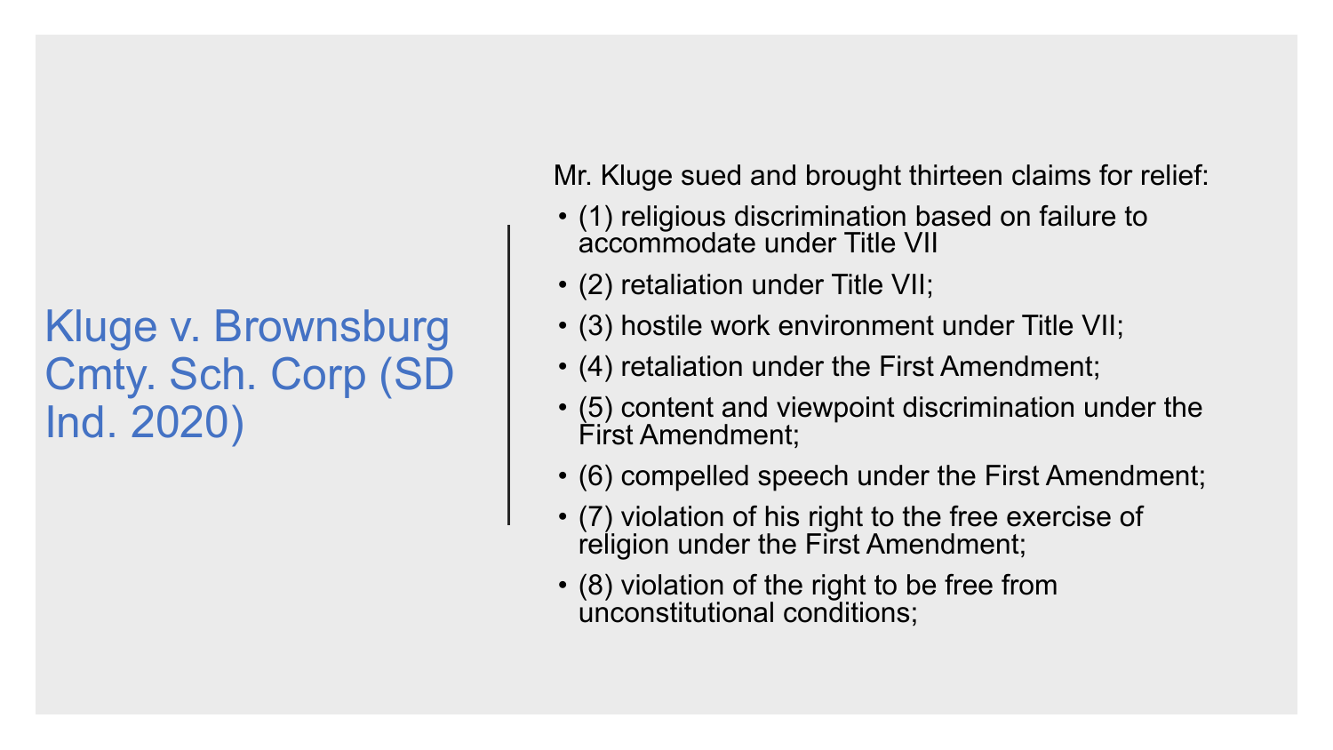# Kluge v. Brownsburg Cmty. Sch. Corp (SD Ind. 2020)

Mr. Kluge sued and brought thirteen claims for relief:

- (1) religious discrimination based on failure to accommodate under Title VII
- (2) retaliation under Title VII;
- (3) hostile work environment under Title VII;
- (4) retaliation under the First Amendment;
- (5) content and viewpoint discrimination under the First Amendment;
- (6) compelled speech under the First Amendment;
- (7) violation of his right to the free exercise of religion under the First Amendment;
- (8) violation of the right to be free from unconstitutional conditions;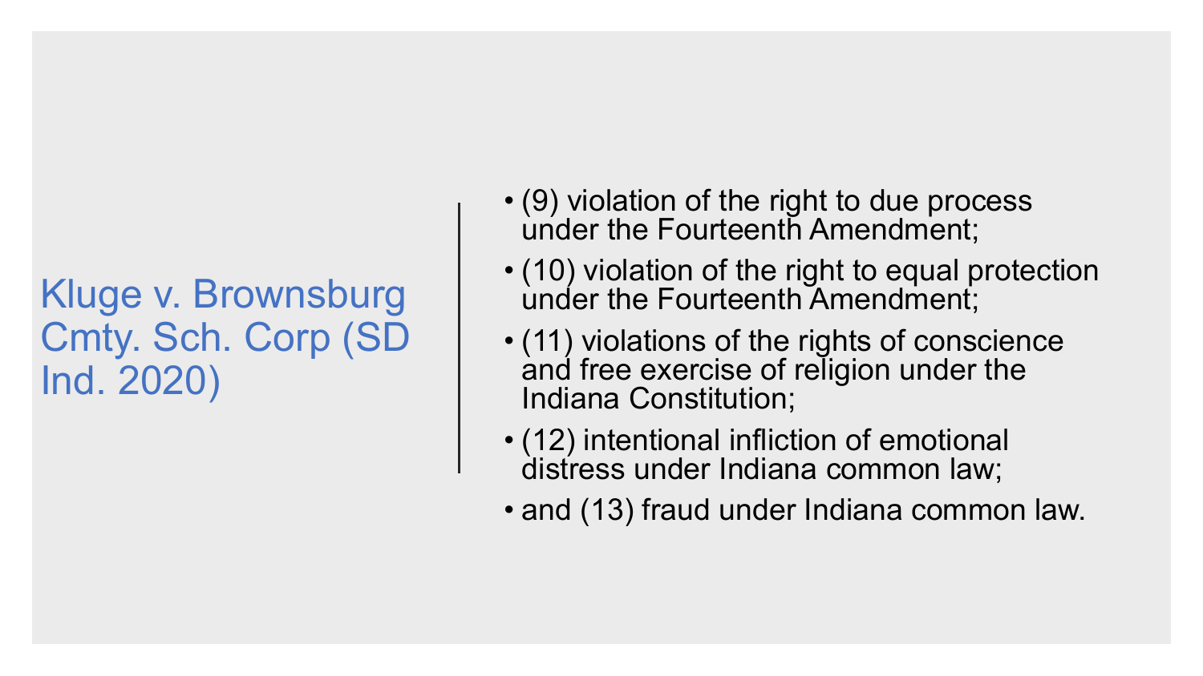## Kluge v. Brownsburg Cmty. Sch. Corp (SD Ind. 2020)

- (9) violation of the right to due process under the Fourteenth Amendment;
- (10) violation of the right to equal protection under the Fourteenth Amendment;
- (11) violations of the rights of conscience and free exercise of religion under the Indiana Constitution;
- (12) intentional infliction of emotional distress under Indiana common law;
- and (13) fraud under Indiana common law.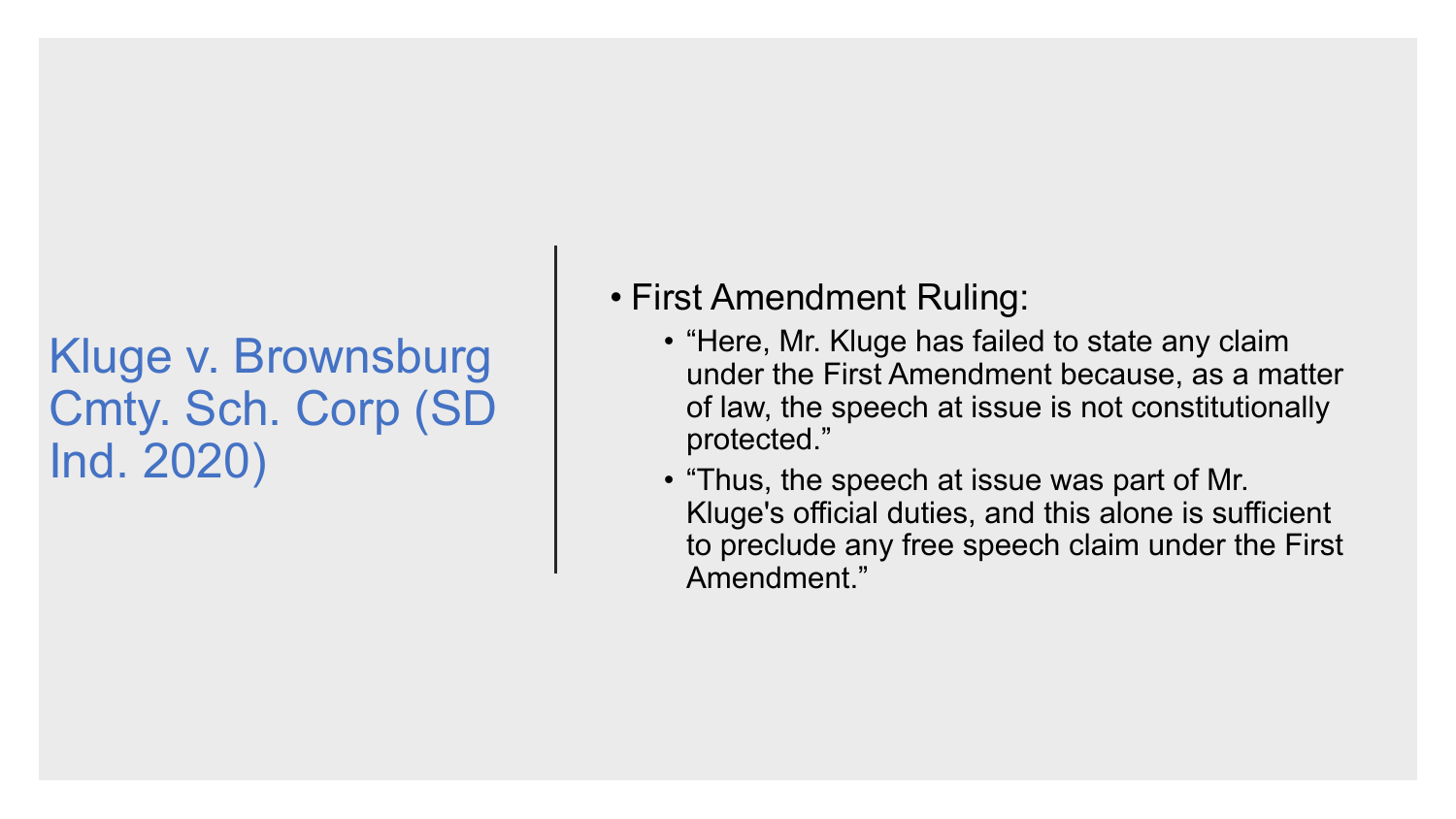# Kluge v. Brownsburg Cmty. Sch. Corp (SD Ind. 2020)

- First Amendment Ruling:
  - "Here, Mr. Kluge has failed to state any claim under the First Amendment because, as a matter of law, the speech at issue is not constitutionally protected."
  - "Thus, the speech at issue was part of Mr. Kluge's official duties, and this alone is sufficient to preclude any free speech claim under the First Amendment."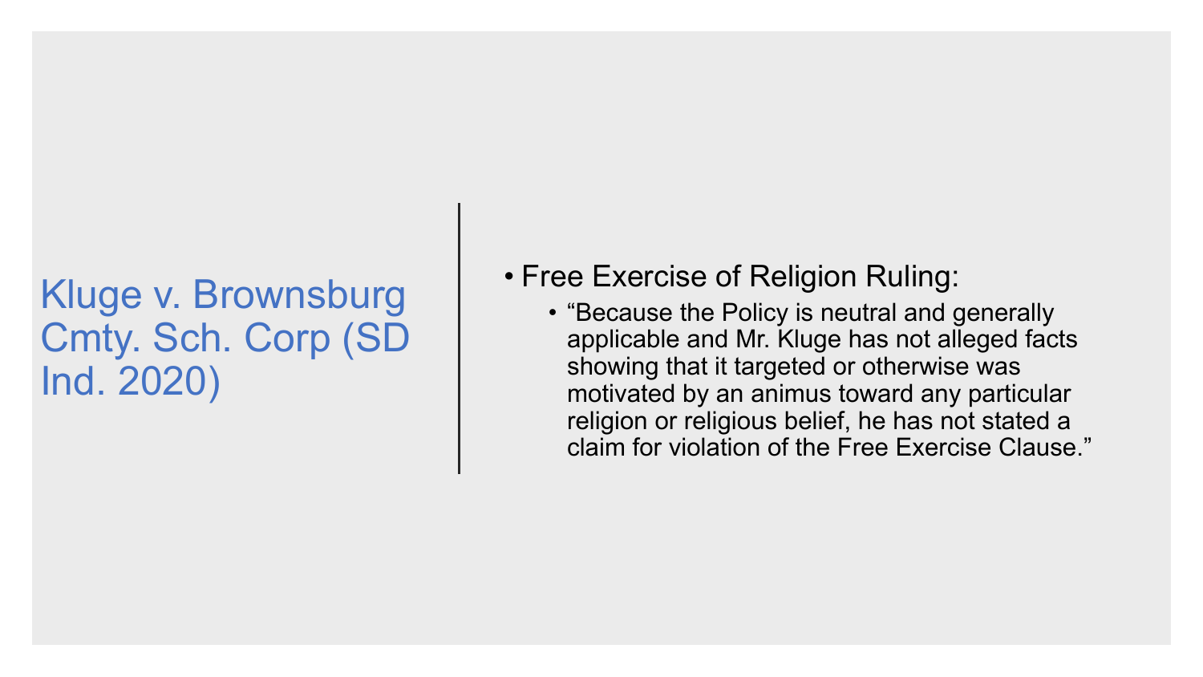# Kluge v. Brownsburg Cmty. Sch. Corp (SD Ind. 2020)

- Free Exercise of Religion Ruling:
  - “Because the Policy is neutral and generally applicable and Mr. Kluge has not alleged facts showing that it targeted or otherwise was motivated by an animus toward any particular religion or religious belief, he has not stated a claim for violation of the Free Exercise Clause.”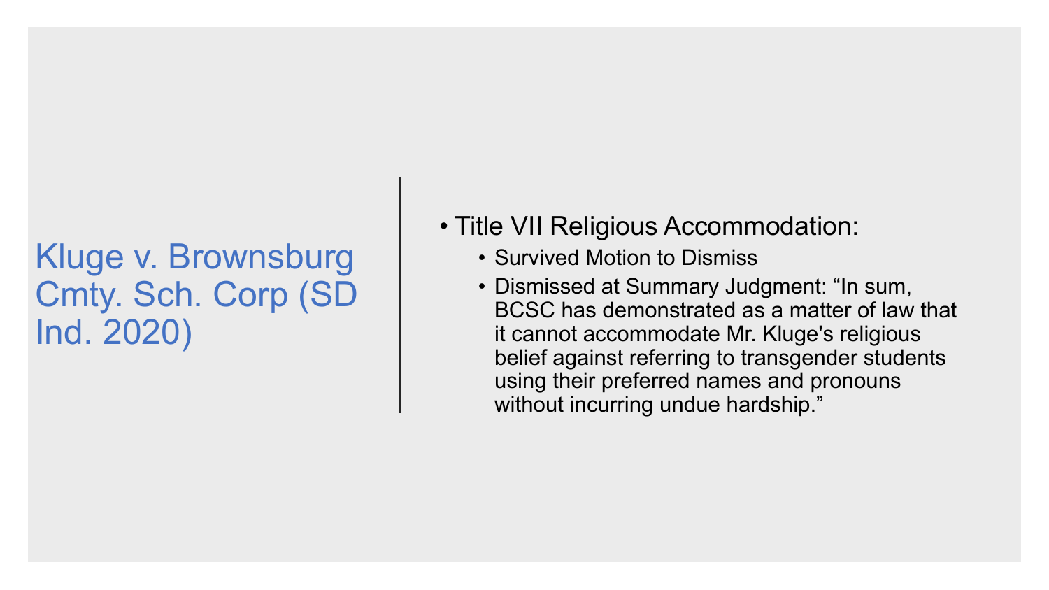# Kluge v. Brownsburg Cmty. Sch. Corp (SD Ind. 2020)

- Title VII Religious Accommodation:
  - Survived Motion to Dismiss
  - Dismissed at Summary Judgment: "In sum, BCSC has demonstrated as a matter of law that it cannot accommodate Mr. Kluge's religious belief against referring to transgender students using their preferred names and pronouns without incurring undue hardship."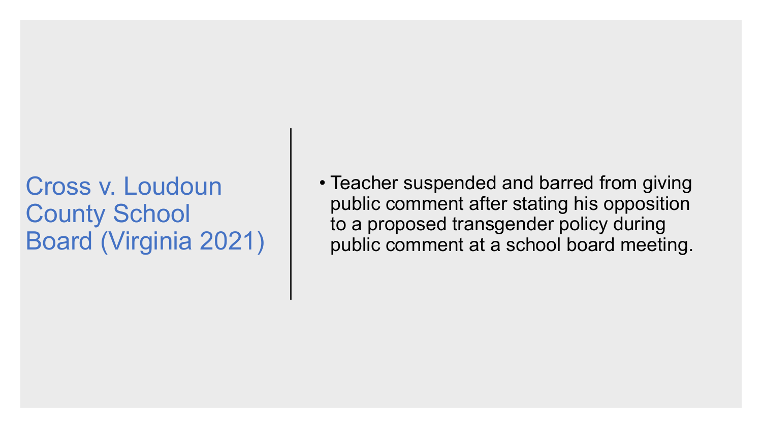## Cross v. Loudoun County School Board (Virginia 2021)

- Teacher suspended and barred from giving public comment after stating his opposition to a proposed transgender policy during public comment at a school board meeting.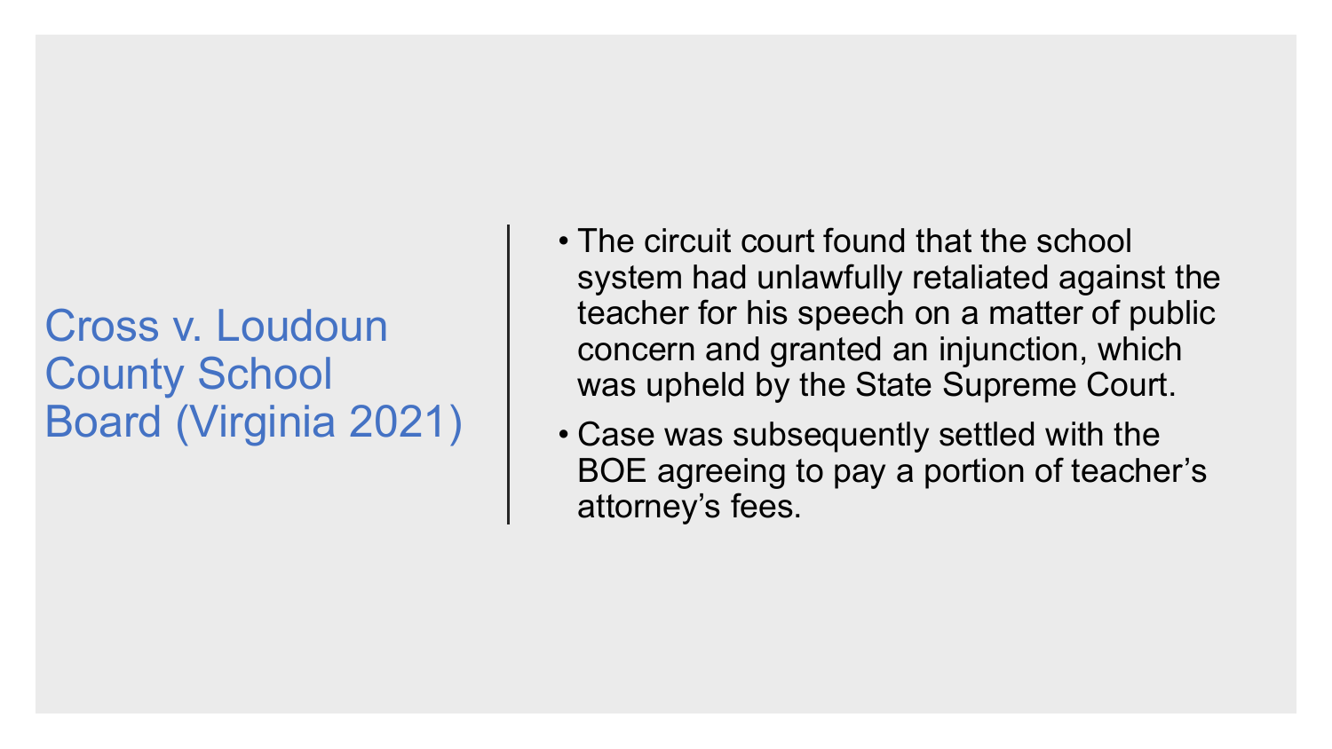## Cross v. Loudoun County School Board (Virginia 2021)

- The circuit court found that the school system had unlawfully retaliated against the teacher for his speech on a matter of public concern and granted an injunction, which was upheld by the State Supreme Court.
- Case was subsequently settled with the BOE agreeing to pay a portion of teacher's attorney's fees.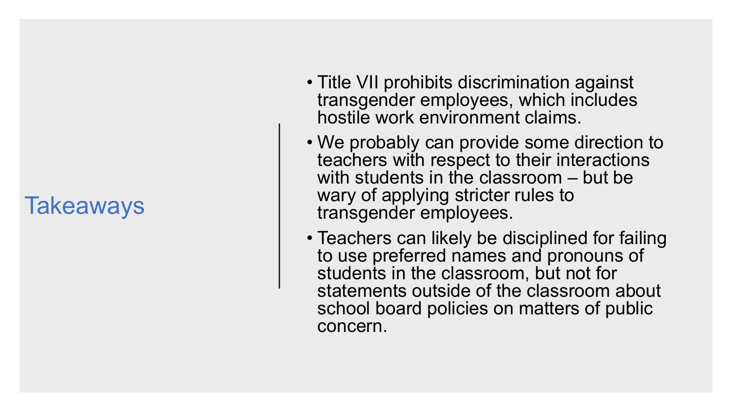# Takeaways

- Title VII prohibits discrimination against transgender employees, which includes hostile work environment claims.
- We probably can provide some direction to teachers with respect to their interactions with students in the classroom – but be wary of applying stricter rules to transgender employees.
- Teachers can likely be disciplined for failing to use preferred names and pronouns of students in the classroom, but not for statements outside of the classroom about school board policies on matters of public concern.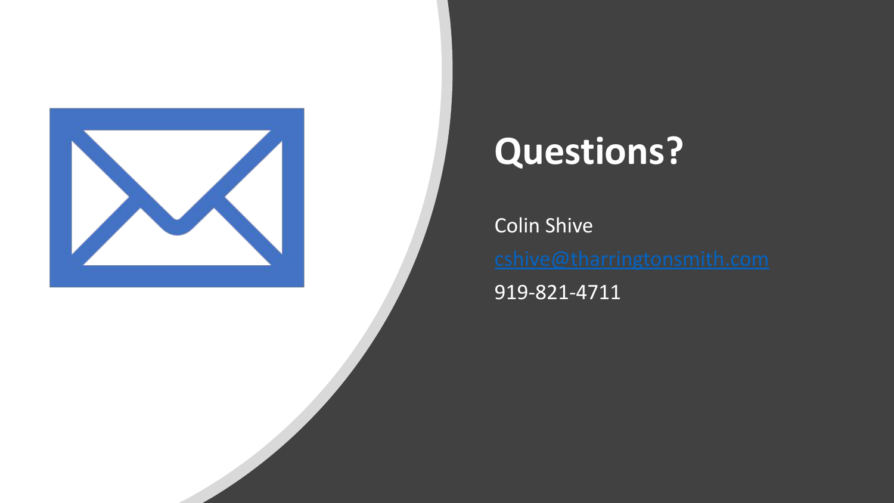# Questions?

Colin Shive

cshive@tharringtonsmith.com

919-821-4711